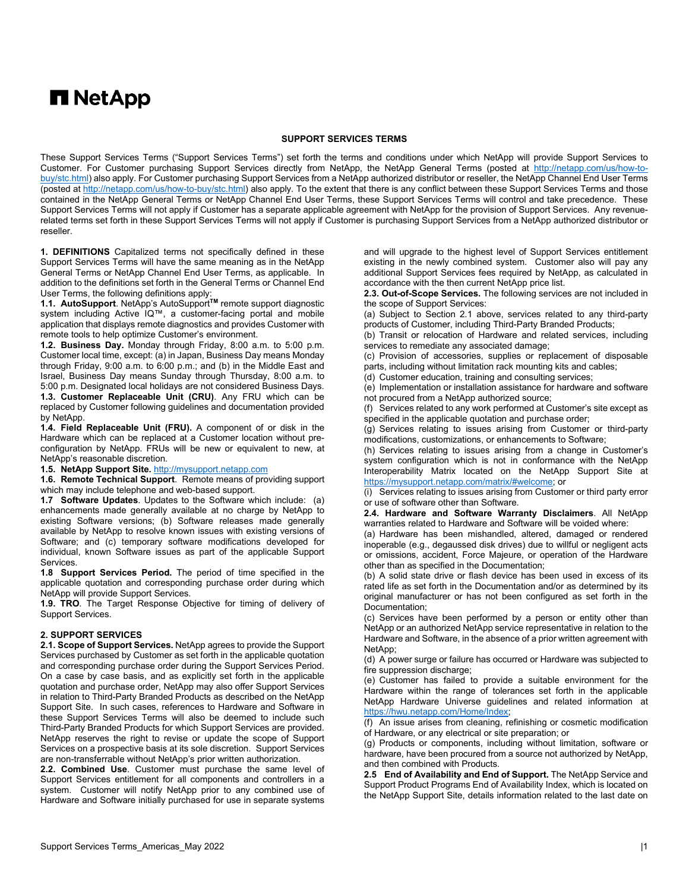NetApp

## SUPPORT SERVICES TERMS

These Support Services Terms ("Support Services Terms") set forth the terms and conditions under which NetApp will provide Support Services to Customer. For Customer purchasing Support Services directly from NetApp, the NetApp General Terms (posted at http://netapp.com/us/how-to-buy/stc.html) also apply. For Customer purchasing Support Services from a NetApp authorized distributor or reseller, the NetApp Channel End User Terms (posted at http://netapp.com/us/how-to-buy/stc.html) also apply. To the extent that there is any conflict between these Support Services Terms and those contained in the NetApp General Terms or NetApp Channel End User Terms, these Support Services Terms will control and take precedence. These Support Services Terms will not apply if Customer has a separate applicable agreement with NetApp for the provision of Support Services. Any revenue-related terms set forth in these Support Services Terms will not apply if Customer is purchasing Support Services from a NetApp authorized distributor or reseller.

**1. DEFINITIONS** Capitalized terms not specifically defined in these Support Services Terms will have the same meaning as in the NetApp General Terms or NetApp Channel End User Terms, as applicable. In addition to the definitions set forth in the General Terms or Channel End User Terms, the following definitions apply:

**1.1. AutoSupport**. NetApp's AutoSupport™ remote support diagnostic system including Active IQ™, a customer-facing portal and mobile application that displays remote diagnostics and provides Customer with remote tools to help optimize Customer's environment.

**1.2. Business Day.** Monday through Friday, 8:00 a.m. to 5:00 p.m. Customer local time, except: (a) in Japan, Business Day means Monday through Friday, 9:00 a.m. to 6:00 p.m.; and (b) in the Middle East and Israel, Business Day means Sunday through Thursday, 8:00 a.m. to 5:00 p.m. Designated local holidays are not considered Business Days.

**1.3. Customer Replaceable Unit (CRU)**. Any FRU which can be replaced by Customer following guidelines and documentation provided by NetApp.

**1.4. Field Replaceable Unit (FRU).** A component of or disk in the Hardware which can be replaced at a Customer location without pre-configuration by NetApp. FRUs will be new or equivalent to new, at NetApp's reasonable discretion.

**1.5. NetApp Support Site.** http://mysupport.netapp.com

**1.6. Remote Technical Support**. Remote means of providing support which may include telephone and web-based support.

**1.7 Software Updates**. Updates to the Software which include: (a) enhancements made generally available at no charge by NetApp to existing Software versions; (b) Software releases made generally available by NetApp to resolve known issues with existing versions of Software; and (c) temporary software modifications developed for individual, known Software issues as part of the applicable Support Services.

**1.8 Support Services Period.** The period of time specified in the applicable quotation and corresponding purchase order during which NetApp will provide Support Services.

**1.9. TRO**. The Target Response Objective for timing of delivery of Support Services.

**2. SUPPORT SERVICES**

**2.1. Scope of Support Services.** NetApp agrees to provide the Support Services purchased by Customer as set forth in the applicable quotation and corresponding purchase order during the Support Services Period. On a case by case basis, and as explicitly set forth in the applicable quotation and purchase order, NetApp may also offer Support Services in relation to Third-Party Branded Products as described on the NetApp Support Site. In such cases, references to Hardware and Software in these Support Services Terms will also be deemed to include such Third-Party Branded Products for which Support Services are provided. NetApp reserves the right to revise or update the scope of Support Services on a prospective basis at its sole discretion. Support Services are non-transferrable without NetApp's prior written authorization.

**2.2. Combined Use**. Customer must purchase the same level of Support Services entitlement for all components and controllers in a system. Customer will notify NetApp prior to any combined use of Hardware and Software initially purchased for use in separate systems and will upgrade to the highest level of Support Services entitlement existing in the newly combined system. Customer also will pay any additional Support Services fees required by NetApp, as calculated in accordance with the then current NetApp price list.

**2.3. Out-of-Scope Services.** The following services are not included in the scope of Support Services:

(a) Subject to Section 2.1 above, services related to any third-party products of Customer, including Third-Party Branded Products;

(b) Transit or relocation of Hardware and related services, including services to remediate any associated damage;

(c) Provision of accessories, supplies or replacement of disposable parts, including without limitation rack mounting kits and cables;

(d) Customer education, training and consulting services;

(e) Implementation or installation assistance for hardware and software not procured from a NetApp authorized source;

(f) Services related to any work performed at Customer's site except as specified in the applicable quotation and purchase order;

(g) Services relating to issues arising from Customer or third-party modifications, customizations, or enhancements to Software;

(h) Services relating to issues arising from a change in Customer's system configuration which is not in conformance with the NetApp Interoperability Matrix located on the NetApp Support Site at https://mysupport.netapp.com/matrix/#welcome; or

(i) Services relating to issues arising from Customer or third party error or use of software other than Software.

**2.4. Hardware and Software Warranty Disclaimers**. All NetApp warranties related to Hardware and Software will be voided where:

(a) Hardware has been mishandled, altered, damaged or rendered inoperable (e.g., degaussed disk drives) due to willful or negligent acts or omissions, accident, Force Majeure, or operation of the Hardware other than as specified in the Documentation;

(b) A solid state drive or flash device has been used in excess of its rated life as set forth in the Documentation and/or as determined by its original manufacturer or has not been configured as set forth in the Documentation;

(c) Services have been performed by a person or entity other than NetApp or an authorized NetApp service representative in relation to the Hardware and Software, in the absence of a prior written agreement with NetApp;

(d) A power surge or failure has occurred or Hardware was subjected to fire suppression discharge;

(e) Customer has failed to provide a suitable environment for the Hardware within the range of tolerances set forth in the applicable NetApp Hardware Universe guidelines and related information at https://hwu.netapp.com/Home/Index;

(f) An issue arises from cleaning, refinishing or cosmetic modification of Hardware, or any electrical or site preparation; or

(g) Products or components, including without limitation, software or hardware, have been procured from a source not authorized by NetApp, and then combined with Products.

**2.5 End of Availability and End of Support.** The NetApp Service and Support Product Programs End of Availability Index, which is located on the NetApp Support Site, details information related to the last date on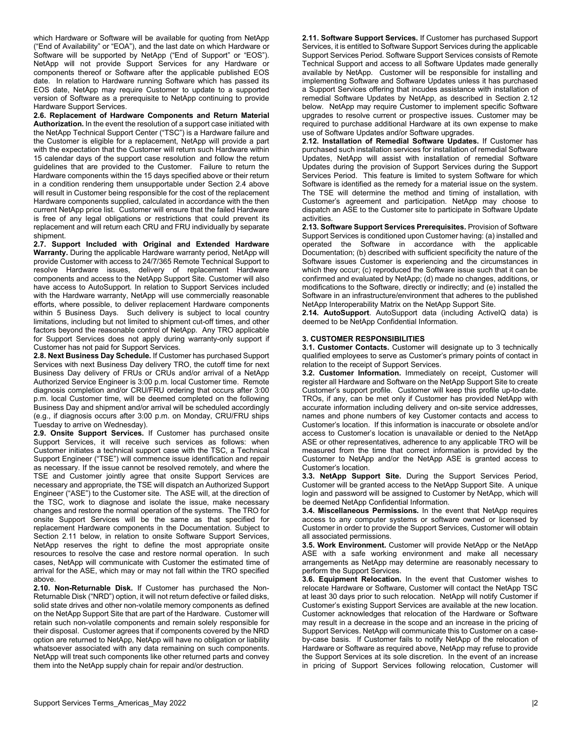which Hardware or Software will be available for quoting from NetApp ("End of Availability" or "EOA"), and the last date on which Hardware or Software will be supported by NetApp ("End of Support" or "EOS"). NetApp will not provide Support Services for any Hardware or components thereof or Software after the applicable published EOS date. In relation to Hardware running Software which has passed its EOS date, NetApp may require Customer to update to a supported version of Software as a prerequisite to NetApp continuing to provide Hardware Support Services.

**2.6. Replacement of Hardware Components and Return Material Authorization.** In the event the resolution of a support case initiated with the NetApp Technical Support Center ("TSC") is a Hardware failure and the Customer is eligible for a replacement, NetApp will provide a part with the expectation that the Customer will return such Hardware within 15 calendar days of the support case resolution and follow the return guidelines that are provided to the Customer. Failure to return the Hardware components within the 15 days specified above or their return in a condition rendering them unsupportable under Section 2.4 above will result in Customer being responsible for the cost of the replacement Hardware components supplied, calculated in accordance with the then current NetApp price list. Customer will ensure that the failed Hardware is free of any legal obligations or restrictions that could prevent its replacement and will return each CRU and FRU individually by separate shipment.

**2.7. Support Included with Original and Extended Hardware Warranty.** During the applicable Hardware warranty period, NetApp will provide Customer with access to 24/7/365 Remote Technical Support to resolve Hardware issues, delivery of replacement Hardware components and access to the NetApp Support Site. Customer will also have access to AutoSupport. In relation to Support Services included with the Hardware warranty, NetApp will use commercially reasonable efforts, where possible, to deliver replacement Hardware components within 5 Business Days. Such delivery is subject to local country limitations, including but not limited to shipment cut-off times, and other factors beyond the reasonable control of NetApp. Any TRO applicable for Support Services does not apply during warranty-only support if Customer has not paid for Support Services.

**2.8. Next Business Day Schedule.** If Customer has purchased Support Services with next Business Day delivery TRO, the cutoff time for next Business Day delivery of FRUs or CRUs and/or arrival of a NetApp Authorized Service Engineer is 3:00 p.m. local Customer time. Remote diagnosis completion and/or CRU/FRU ordering that occurs after 3:00 p.m. local Customer time, will be deemed completed on the following Business Day and shipment and/or arrival will be scheduled accordingly (e.g., if diagnosis occurs after 3:00 p.m. on Monday, CRU/FRU ships Tuesday to arrive on Wednesday).

**2.9. Onsite Support Services.** If Customer has purchased onsite Support Services, it will receive such services as follows: when Customer initiates a technical support case with the TSC, a Technical Support Engineer ("TSE") will commence issue identification and repair as necessary. If the issue cannot be resolved remotely, and where the TSE and Customer jointly agree that onsite Support Services are necessary and appropriate, the TSE will dispatch an Authorized Support Engineer ("ASE") to the Customer site. The ASE will, at the direction of the TSC, work to diagnose and isolate the issue, make necessary changes and restore the normal operation of the systems. The TRO for onsite Support Services will be the same as that specified for replacement Hardware components in the Documentation. Subject to Section 2.11 below, in relation to onsite Software Support Services, NetApp reserves the right to define the most appropriate onsite resources to resolve the case and restore normal operation. In such cases, NetApp will communicate with Customer the estimated time of arrival for the ASE, which may or may not fall within the TRO specified above.

**2.10. Non-Returnable Disk.** If Customer has purchased the Non-Returnable Disk ("NRD") option, it will not return defective or failed disks, solid state drives and other non-volatile memory components as defined on the NetApp Support Site that are part of the Hardware. Customer will retain such non-volatile components and remain solely responsible for their disposal. Customer agrees that if components covered by the NRD option are returned to NetApp, NetApp will have no obligation or liability whatsoever associated with any data remaining on such components. NetApp will treat such components like other returned parts and convey them into the NetApp supply chain for repair and/or destruction.

**2.11. Software Support Services.** If Customer has purchased Support Services, it is entitled to Software Support Services during the applicable Support Services Period. Software Support Services consists of Remote Technical Support and access to all Software Updates made generally available by NetApp. Customer will be responsible for installing and implementing Software and Software Updates unless it has purchased a Support Services offering that incudes assistance with installation of remedial Software Updates by NetApp, as described in Section 2.12 below. NetApp may require Customer to implement specific Software upgrades to resolve current or prospective issues. Customer may be required to purchase additional Hardware at its own expense to make use of Software Updates and/or Software upgrades.

**2.12. Installation of Remedial Software Updates.** If Customer has purchased such installation services for installation of remedial Software Updates, NetApp will assist with installation of remedial Software Updates during the provision of Support Services during the Support Services Period. This feature is limited to system Software for which Software is identified as the remedy for a material issue on the system. The TSE will determine the method and timing of installation, with Customer's agreement and participation. NetApp may choose to dispatch an ASE to the Customer site to participate in Software Update activities.

**2.13. Software Support Services Prerequisites.** Provision of Software Support Services is conditioned upon Customer having: (a) installed and operated the Software in accordance with the applicable Documentation; (b) described with sufficient specificity the nature of the Software issues Customer is experiencing and the circumstances in which they occur; (c) reproduced the Software issue such that it can be confirmed and evaluated by NetApp; (d) made no changes, additions, or modifications to the Software, directly or indirectly; and (e) installed the Software in an infrastructure/environment that adheres to the published NetApp Interoperability Matrix on the NetApp Support Site.

**2.14. AutoSupport**. AutoSupport data (including ActiveIQ data) is deemed to be NetApp Confidential Information.

## 3. CUSTOMER RESPONSIBILITIES

**3.1. Customer Contacts.** Customer will designate up to 3 technically qualified employees to serve as Customer's primary points of contact in relation to the receipt of Support Services.

**3.2. Customer Information.** Immediately on receipt, Customer will register all Hardware and Software on the NetApp Support Site to create Customer's support profile. Customer will keep this profile up-to-date. TROs, if any, can be met only if Customer has provided NetApp with accurate information including delivery and on-site service addresses, names and phone numbers of key Customer contacts and access to Customer's location. If this information is inaccurate or obsolete and/or access to Customer's location is unavailable or denied to the NetApp ASE or other representatives, adherence to any applicable TRO will be measured from the time that correct information is provided by the Customer to NetApp and/or the NetApp ASE is granted access to Customer's location.

**3.3. NetApp Support Site.** During the Support Services Period, Customer will be granted access to the NetApp Support Site. A unique login and password will be assigned to Customer by NetApp, which will be deemed NetApp Confidential Information.

**3.4. Miscellaneous Permissions.** In the event that NetApp requires access to any computer systems or software owned or licensed by Customer in order to provide the Support Services, Customer will obtain all associated permissions.

**3.5. Work Environment.** Customer will provide NetApp or the NetApp ASE with a safe working environment and make all necessary arrangements as NetApp may determine are reasonably necessary to perform the Support Services.

**3.6. Equipment Relocation.** In the event that Customer wishes to relocate Hardware or Software, Customer will contact the NetApp TSC at least 30 days prior to such relocation. NetApp will notify Customer if Customer's existing Support Services are available at the new location. Customer acknowledges that relocation of the Hardware or Software may result in a decrease in the scope and an increase in the pricing of Support Services. NetApp will communicate this to Customer on a case-by-case basis. If Customer fails to notify NetApp of the relocation of Hardware or Software as required above, NetApp may refuse to provide the Support Services at its sole discretion. In the event of an increase in pricing of Support Services following relocation, Customer will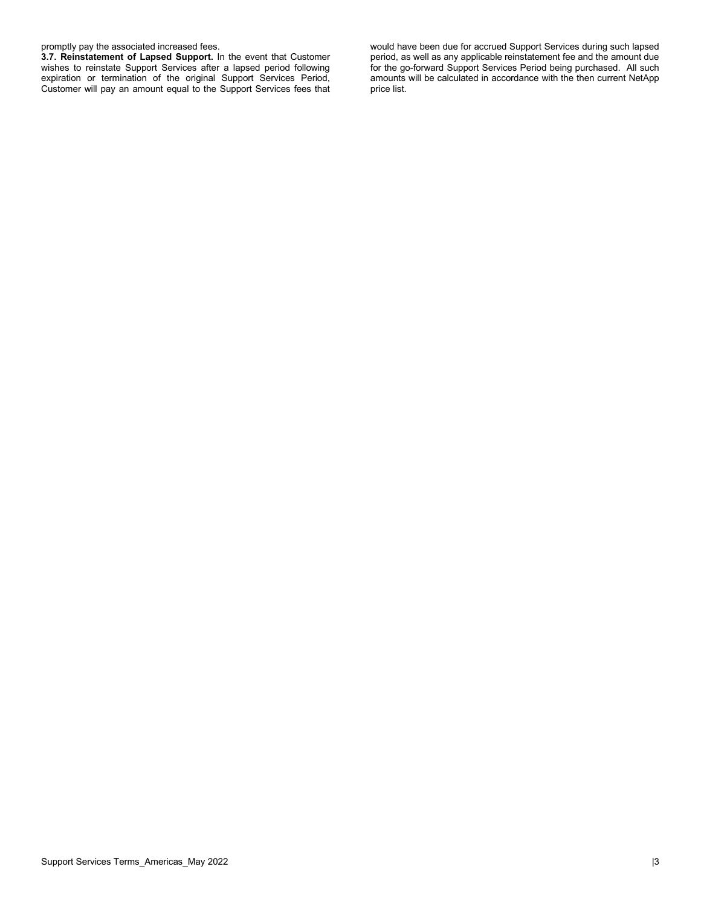promptly pay the associated increased fees.

**3.7. Reinstatement of Lapsed Support.** In the event that Customer wishes to reinstate Support Services after a lapsed period following expiration or termination of the original Support Services Period, Customer will pay an amount equal to the Support Services fees that would have been due for accrued Support Services during such lapsed period, as well as any applicable reinstatement fee and the amount due for the go-forward Support Services Period being purchased. All such amounts will be calculated in accordance with the then current NetApp price list.